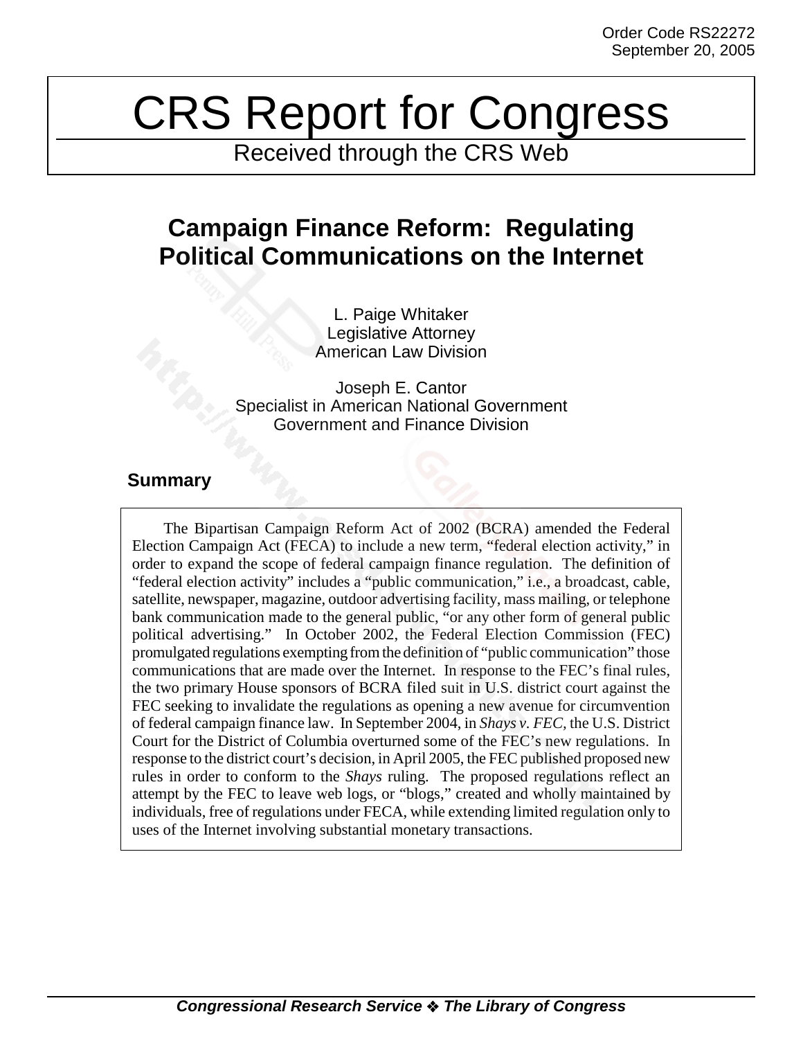Order Code RS22272
September 20, 2005

# CRS Report for Congress

Received through the CRS Web

## Campaign Finance Reform: Regulating Political Communications on the Internet

L. Paige Whitaker
Legislative Attorney
American Law Division

Joseph E. Cantor
Specialist in American National Government
Government and Finance Division

### Summary

The Bipartisan Campaign Reform Act of 2002 (BCRA) amended the Federal Election Campaign Act (FECA) to include a new term, "federal election activity," in order to expand the scope of federal campaign finance regulation. The definition of "federal election activity" includes a "public communication," i.e., a broadcast, cable, satellite, newspaper, magazine, outdoor advertising facility, mass mailing, or telephone bank communication made to the general public, "or any other form of general public political advertising." In October 2002, the Federal Election Commission (FEC) promulgated regulations exempting from the definition of "public communication" those communications that are made over the Internet. In response to the FEC's final rules, the two primary House sponsors of BCRA filed suit in U.S. district court against the FEC seeking to invalidate the regulations as opening a new avenue for circumvention of federal campaign finance law. In September 2004, in *Shays v. FEC,* the U.S. District Court for the District of Columbia overturned some of the FEC's new regulations. In response to the district court's decision, in April 2005, the FEC published proposed new rules in order to conform to the *Shays* ruling. The proposed regulations reflect an attempt by the FEC to leave web logs, or "blogs," created and wholly maintained by individuals, free of regulations under FECA, while extending limited regulation only to uses of the Internet involving substantial monetary transactions.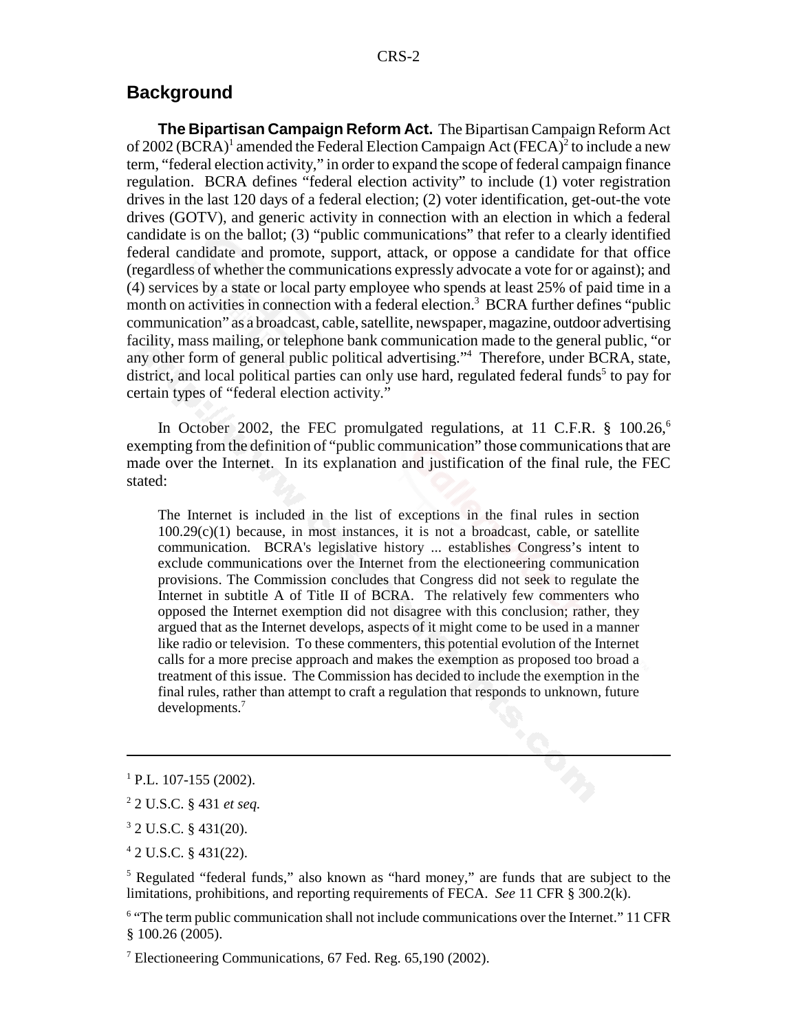## Background

**The Bipartisan Campaign Reform Act.** The Bipartisan Campaign Reform Act of 2002 (BCRA)[1] amended the Federal Election Campaign Act (FECA)[2] to include a new term, "federal election activity," in order to expand the scope of federal campaign finance regulation. BCRA defines "federal election activity" to include (1) voter registration drives in the last 120 days of a federal election; (2) voter identification, get-out-the vote drives (GOTV), and generic activity in connection with an election in which a federal candidate is on the ballot; (3) "public communications" that refer to a clearly identified federal candidate and promote, support, attack, or oppose a candidate for that office (regardless of whether the communications expressly advocate a vote for or against); and (4) services by a state or local party employee who spends at least 25% of paid time in a month on activities in connection with a federal election.[3] BCRA further defines "public communication" as a broadcast, cable, satellite, newspaper, magazine, outdoor advertising facility, mass mailing, or telephone bank communication made to the general public, "or any other form of general public political advertising."[4] Therefore, under BCRA, state, district, and local political parties can only use hard, regulated federal funds[5] to pay for certain types of "federal election activity."

In October 2002, the FEC promulgated regulations, at 11 C.F.R. § 100.26,[6] exempting from the definition of "public communication" those communications that are made over the Internet. In its explanation and justification of the final rule, the FEC stated:

> The Internet is included in the list of exceptions in the final rules in section 100.29(c)(1) because, in most instances, it is not a broadcast, cable, or satellite communication. BCRA's legislative history ... establishes Congress's intent to exclude communications over the Internet from the electioneering communication provisions. The Commission concludes that Congress did not seek to regulate the Internet in subtitle A of Title II of BCRA. The relatively few commenters who opposed the Internet exemption did not disagree with this conclusion; rather, they argued that as the Internet develops, aspects of it might come to be used in a manner like radio or television. To these commenters, this potential evolution of the Internet calls for a more precise approach and makes the exemption as proposed too broad a treatment of this issue. The Commission has decided to include the exemption in the final rules, rather than attempt to craft a regulation that responds to unknown, future developments.[7]

---

[1] P.L. 107-155 (2002).

[2] 2 U.S.C. § 431 *et seq.*

[3] 2 U.S.C. § 431(20).

[4] 2 U.S.C. § 431(22).

[5] Regulated "federal funds," also known as "hard money," are funds that are subject to the limitations, prohibitions, and reporting requirements of FECA. *See* 11 CFR § 300.2(k).

[6] "The term public communication shall not include communications over the Internet." 11 CFR § 100.26 (2005).

[7] Electioneering Communications, 67 Fed. Reg. 65,190 (2002).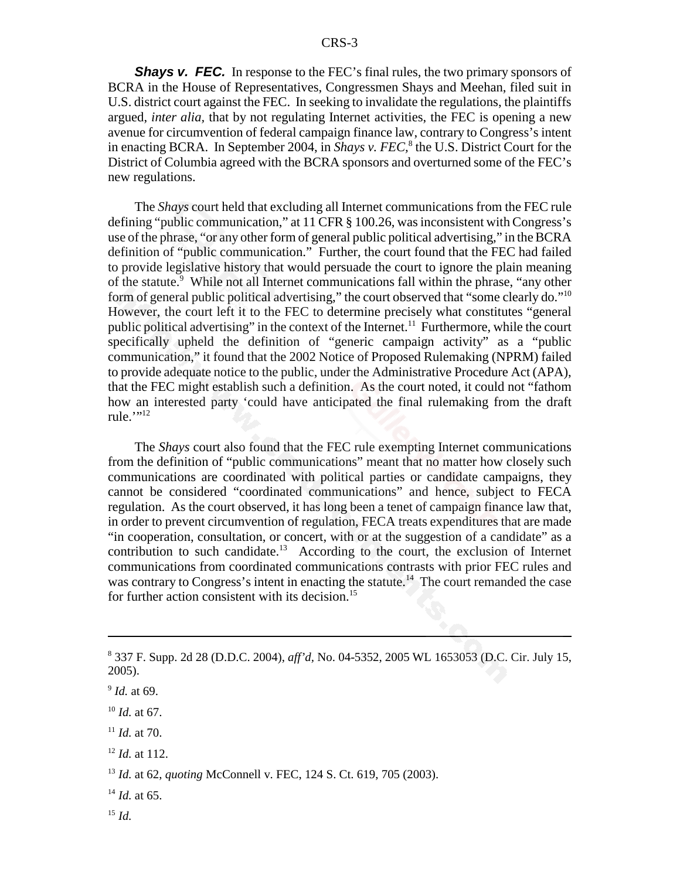***Shays v. FEC.*** In response to the FEC's final rules, the two primary sponsors of BCRA in the House of Representatives, Congressmen Shays and Meehan, filed suit in U.S. district court against the FEC. In seeking to invalidate the regulations, the plaintiffs argued, *inter alia,* that by not regulating Internet activities, the FEC is opening a new avenue for circumvention of federal campaign finance law, contrary to Congress's intent in enacting BCRA. In September 2004, in *Shays v. FEC,*[8] the U.S. District Court for the District of Columbia agreed with the BCRA sponsors and overturned some of the FEC's new regulations.

The *Shays* court held that excluding all Internet communications from the FEC rule defining "public communication," at 11 CFR § 100.26, was inconsistent with Congress's use of the phrase, "or any other form of general public political advertising," in the BCRA definition of "public communication." Further, the court found that the FEC had failed to provide legislative history that would persuade the court to ignore the plain meaning of the statute.[9] While not all Internet communications fall within the phrase, "any other form of general public political advertising," the court observed that "some clearly do."[10] However, the court left it to the FEC to determine precisely what constitutes "general public political advertising" in the context of the Internet.[11] Furthermore, while the court specifically upheld the definition of "generic campaign activity" as a "public communication," it found that the 2002 Notice of Proposed Rulemaking (NPRM) failed to provide adequate notice to the public, under the Administrative Procedure Act (APA), that the FEC might establish such a definition. As the court noted, it could not "fathom how an interested party 'could have anticipated the final rulemaking from the draft rule.'"[12]

The *Shays* court also found that the FEC rule exempting Internet communications from the definition of "public communications" meant that no matter how closely such communications are coordinated with political parties or candidate campaigns, they cannot be considered "coordinated communications" and hence, subject to FECA regulation. As the court observed, it has long been a tenet of campaign finance law that, in order to prevent circumvention of regulation, FECA treats expenditures that are made "in cooperation, consultation, or concert, with or at the suggestion of a candidate" as a contribution to such candidate.[13] According to the court, the exclusion of Internet communications from coordinated communications contrasts with prior FEC rules and was contrary to Congress's intent in enacting the statute.[14] The court remanded the case for further action consistent with its decision.[15]

---

[8] 337 F. Supp. 2d 28 (D.D.C. 2004), *aff'd*, No. 04-5352, 2005 WL 1653053 (D.C. Cir. July 15, 2005).

[9] *Id.* at 69.

[10] *Id.* at 67.

[11] *Id.* at 70.

[12] *Id.* at 112.

[13] *Id.* at 62, *quoting* McConnell v. FEC, 124 S. Ct. 619, 705 (2003).

[14] *Id.* at 65.

[15] *Id.*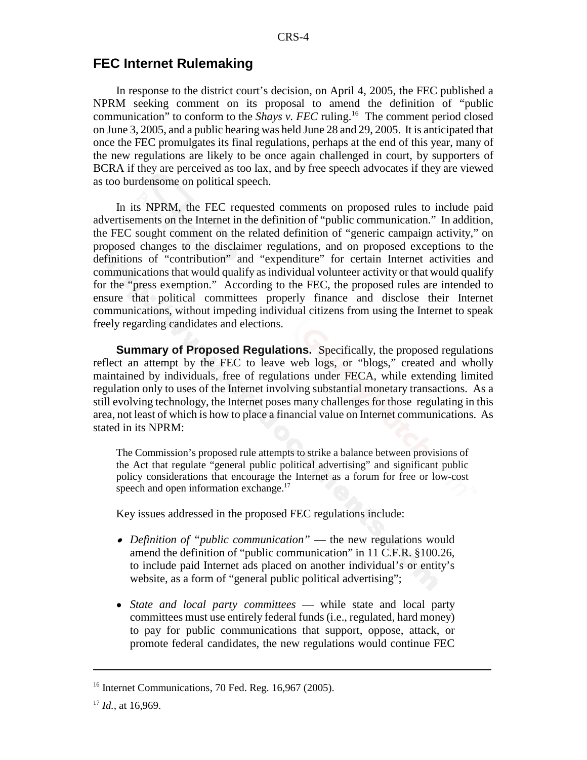## FEC Internet Rulemaking

In response to the district court's decision, on April 4, 2005, the FEC published a NPRM seeking comment on its proposal to amend the definition of "public communication" to conform to the *Shays v. FEC* ruling.[16] The comment period closed on June 3, 2005, and a public hearing was held June 28 and 29, 2005. It is anticipated that once the FEC promulgates its final regulations, perhaps at the end of this year, many of the new regulations are likely to be once again challenged in court, by supporters of BCRA if they are perceived as too lax, and by free speech advocates if they are viewed as too burdensome on political speech.

In its NPRM, the FEC requested comments on proposed rules to include paid advertisements on the Internet in the definition of "public communication." In addition, the FEC sought comment on the related definition of "generic campaign activity," on proposed changes to the disclaimer regulations, and on proposed exceptions to the definitions of "contribution" and "expenditure" for certain Internet activities and communications that would qualify as individual volunteer activity or that would qualify for the "press exemption." According to the FEC, the proposed rules are intended to ensure that political committees properly finance and disclose their Internet communications, without impeding individual citizens from using the Internet to speak freely regarding candidates and elections.

**Summary of Proposed Regulations.** Specifically, the proposed regulations reflect an attempt by the FEC to leave web logs, or "blogs," created and wholly maintained by individuals, free of regulations under FECA, while extending limited regulation only to uses of the Internet involving substantial monetary transactions. As a still evolving technology, the Internet poses many challenges for those regulating in this area, not least of which is how to place a financial value on Internet communications. As stated in its NPRM:

> The Commission's proposed rule attempts to strike a balance between provisions of the Act that regulate "general public political advertising" and significant public policy considerations that encourage the Internet as a forum for free or low-cost speech and open information exchange.[17]

Key issues addressed in the proposed FEC regulations include:

- *Definition of "public communication"* — the new regulations would amend the definition of "public communication" in 11 C.F.R. §100.26, to include paid Internet ads placed on another individual's or entity's website, as a form of "general public political advertising";

- *State and local party committees* — while state and local party committees must use entirely federal funds (i.e., regulated, hard money) to pay for public communications that support, oppose, attack, or promote federal candidates, the new regulations would continue FEC

---

[16] Internet Communications, 70 Fed. Reg. 16,967 (2005).

[17] *Id.*, at 16,969.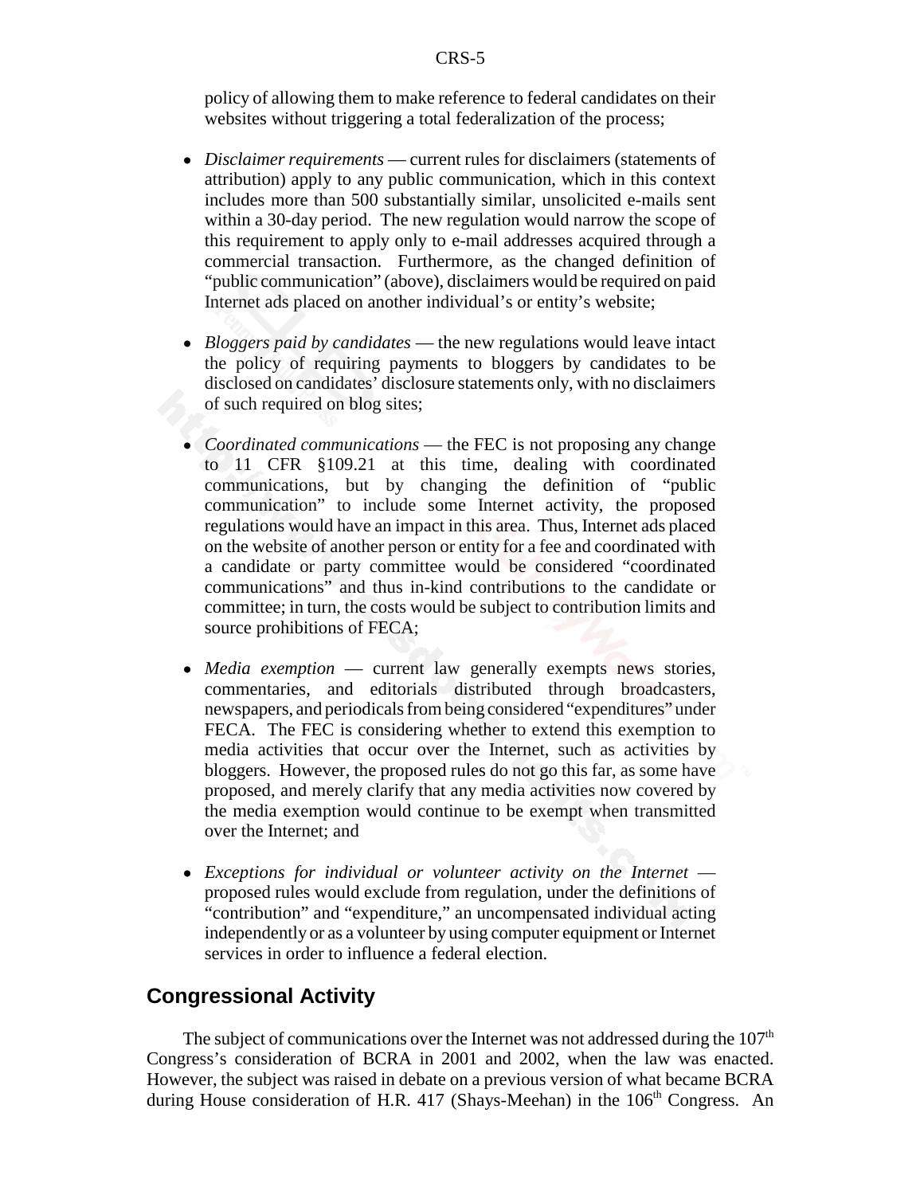policy of allowing them to make reference to federal candidates on their websites without triggering a total federalization of the process;

- *Disclaimer requirements* — current rules for disclaimers (statements of attribution) apply to any public communication, which in this context includes more than 500 substantially similar, unsolicited e-mails sent within a 30-day period. The new regulation would narrow the scope of this requirement to apply only to e-mail addresses acquired through a commercial transaction. Furthermore, as the changed definition of "public communication" (above), disclaimers would be required on paid Internet ads placed on another individual's or entity's website;

- *Bloggers paid by candidates* — the new regulations would leave intact the policy of requiring payments to bloggers by candidates to be disclosed on candidates' disclosure statements only, with no disclaimers of such required on blog sites;

- *Coordinated communications* — the FEC is not proposing any change to 11 CFR §109.21 at this time, dealing with coordinated communications, but by changing the definition of "public communication" to include some Internet activity, the proposed regulations would have an impact in this area. Thus, Internet ads placed on the website of another person or entity for a fee and coordinated with a candidate or party committee would be considered "coordinated communications" and thus in-kind contributions to the candidate or committee; in turn, the costs would be subject to contribution limits and source prohibitions of FECA;

- *Media exemption* — current law generally exempts news stories, commentaries, and editorials distributed through broadcasters, newspapers, and periodicals from being considered "expenditures" under FECA. The FEC is considering whether to extend this exemption to media activities that occur over the Internet, such as activities by bloggers. However, the proposed rules do not go this far, as some have proposed, and merely clarify that any media activities now covered by the media exemption would continue to be exempt when transmitted over the Internet; and

- *Exceptions for individual or volunteer activity on the Internet* — proposed rules would exclude from regulation, under the definitions of "contribution" and "expenditure," an uncompensated individual acting independently or as a volunteer by using computer equipment or Internet services in order to influence a federal election.

## Congressional Activity

The subject of communications over the Internet was not addressed during the 107th Congress's consideration of BCRA in 2001 and 2002, when the law was enacted. However, the subject was raised in debate on a previous version of what became BCRA during House consideration of H.R. 417 (Shays-Meehan) in the 106th Congress. An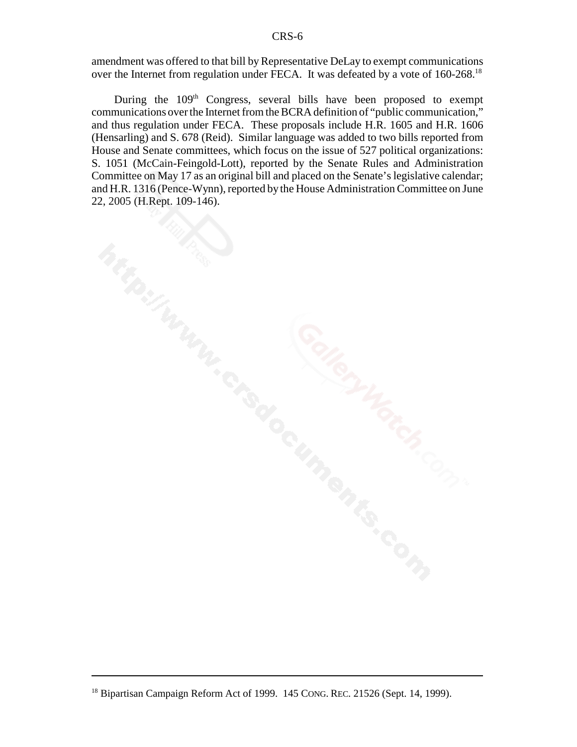amendment was offered to that bill by Representative DeLay to exempt communications over the Internet from regulation under FECA. It was defeated by a vote of 160-268.[18]

During the 109th Congress, several bills have been proposed to exempt communications over the Internet from the BCRA definition of "public communication," and thus regulation under FECA. These proposals include H.R. 1605 and H.R. 1606 (Hensarling) and S. 678 (Reid). Similar language was added to two bills reported from House and Senate committees, which focus on the issue of 527 political organizations: S. 1051 (McCain-Feingold-Lott), reported by the Senate Rules and Administration Committee on May 17 as an original bill and placed on the Senate's legislative calendar; and H.R. 1316 (Pence-Wynn), reported by the House Administration Committee on June 22, 2005 (H.Rept. 109-146).

---

[18] Bipartisan Campaign Reform Act of 1999. 145 CONG. REC. 21526 (Sept. 14, 1999).